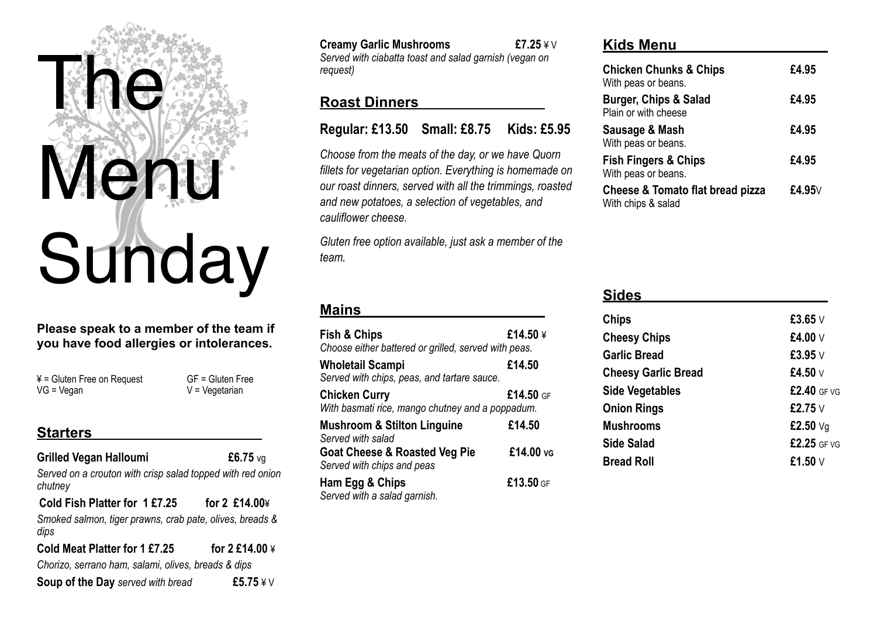# The Menu Sunday

**Please speak to a member of the team if you have food allergies or intolerances.**

¥ = Gluten Free on Request
GF = Gluten Free
VG = Vegan
V = Vegetarian

## Starters

**Grilled Vegan Halloumi** **£6.75** vg
*Served on a crouton with crisp salad topped with red onion chutney*

**Cold Fish Platter for 1 £7.25 for 2 £14.00**¥
*Smoked salmon, tiger prawns, crab pate, olives, breads & dips*

**Cold Meat Platter for 1 £7.25 for 2 £14.00** ¥
*Chorizo, serrano ham, salami, olives, breads & dips*

**Soup of the Day** *served with bread* **£5.75** ¥ V

**Creamy Garlic Mushrooms** **£7.25** ¥ V
*Served with ciabatta toast and salad garnish (vegan on request)*

## Roast Dinners

### Regular: £13.50 Small: £8.75 Kids: £5.95

*Choose from the meats of the day, or we have Quorn fillets for vegetarian option. Everything is homemade on our roast dinners, served with all the trimmings, roasted and new potatoes, a selection of vegetables, and cauliflower cheese.*

*Gluten free option available, just ask a member of the team.*

## Mains

**Fish & Chips** **£14.50** ¥
*Choose either battered or grilled, served with peas.*

**Wholetail Scampi** **£14.50**
*Served with chips, peas, and tartare sauce.*

**Chicken Curry** **£14.50** GF
*With basmati rice, mango chutney and a poppadum.*

**Mushroom & Stilton Linguine** **£14.50**
*Served with salad*

**Goat Cheese & Roasted Veg Pie** **£14.00** VG
*Served with chips and peas*

**Ham Egg & Chips** **£13.50** GF
*Served with a salad garnish.*

## Kids Menu

**Chicken Chunks & Chips** **£4.95**
With peas or beans.

**Burger, Chips & Salad** **£4.95**
Plain or with cheese

**Sausage & Mash** **£4.95**
With peas or beans.

**Fish Fingers & Chips** **£4.95**
With peas or beans.

**Cheese & Tomato flat bread pizza** **£4.95**V
With chips & salad

## Sides

| Item | Price |
|---|---|
| **Chips** | **£3.65** V |
| **Cheesy Chips** | **£4.00** V |
| **Garlic Bread** | **£3.95** V |
| **Cheesy Garlic Bread** | **£4.50** V |
| **Side Vegetables** | **£2.40** GF VG |
| **Onion Rings** | **£2.75** V |
| **Mushrooms** | **£2.50** Vg |
| **Side Salad** | **£2.25** GF VG |
| **Bread Roll** | **£1.50** V |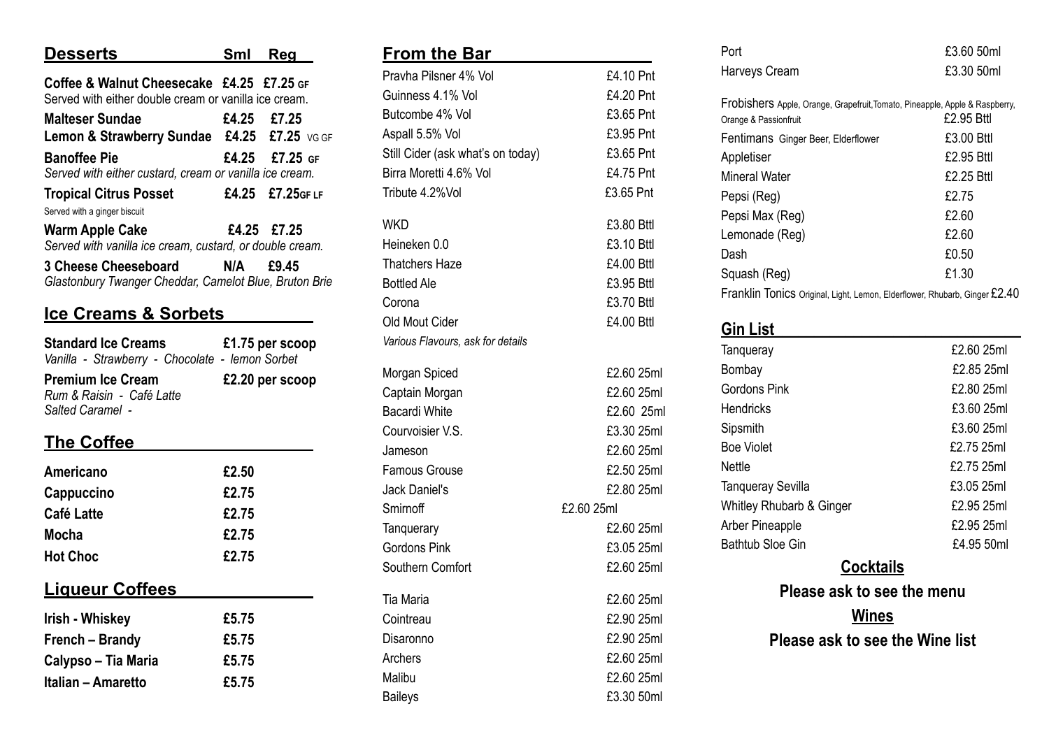## Desserts

| | Sml | Reg | |
|---|---|---|---|
| **Coffee & Walnut Cheesecake** | £4.25 | £7.25 | GF |
| Served with either double cream or vanilla ice cream. | | | |
| **Malteser Sundae** | £4.25 | £7.25 | |
| **Lemon & Strawberry Sundae** | £4.25 | £7.25 | VG GF |
| **Banoffee Pie** | £4.25 | £7.25 | GF |
| *Served with either custard, cream or vanilla ice cream.* | | | |
| **Tropical Citrus Posset** | £4.25 | £7.25 | GF LF |
| Served with a ginger biscuit | | | |
| **Warm Apple Cake** | £4.25 | £7.25 | |
| *Served with vanilla ice cream, custard, or double cream.* | | | |
| **3 Cheese Cheeseboard** | N/A | £9.45 | |
| *Glastonbury Twanger Cheddar, Camelot Blue, Bruton Brie* | | | |

## Ice Creams & Sorbets

**Standard Ice Creams** — £1.75 per scoop
*Vanilla - Strawberry - Chocolate - lemon Sorbet*

**Premium Ice Cream** — £2.20 per scoop
*Rum & Raisin - Café Latte*
*Salted Caramel -*

## The Coffee

| | |
|---|---|
| **Americano** | £2.50 |
| **Cappuccino** | £2.75 |
| **Café Latte** | £2.75 |
| **Mocha** | £2.75 |
| **Hot Choc** | £2.75 |

## Liqueur Coffees

| | |
|---|---|
| **Irish - Whiskey** | £5.75 |
| **French – Brandy** | £5.75 |
| **Calypso – Tia Maria** | £5.75 |
| **Italian – Amaretto** | £5.75 |

## From the Bar

| | |
|---|---|
| Pravha Pilsner 4% Vol | £4.10 Pnt |
| Guinness 4.1% Vol | £4.20 Pnt |
| Butcombe 4% Vol | £3.65 Pnt |
| Aspall 5.5% Vol | £3.95 Pnt |
| Still Cider (ask what's on today) | £3.65 Pnt |
| Birra Moretti 4.6% Vol | £4.75 Pnt |
| Tribute 4.2%Vol | £3.65 Pnt |
| WKD | £3.80 Bttl |
| Heineken 0.0 | £3.10 Bttl |
| Thatchers Haze | £4.00 Bttl |
| Bottled Ale | £3.95 Bttl |
| Corona | £3.70 Bttl |
| Old Mout Cider | £4.00 Bttl |
| *Various Flavours, ask for details* | |
| Morgan Spiced | £2.60 25ml |
| Captain Morgan | £2.60 25ml |
| Bacardi White | £2.60 25ml |
| Courvoisier V.S. | £3.30 25ml |
| Jameson | £2.60 25ml |
| Famous Grouse | £2.50 25ml |
| Jack Daniel's | £2.80 25ml |
| Smirnoff | £2.60 25ml |
| Tanquerary | £2.60 25ml |
| Gordons Pink | £3.05 25ml |
| Southern Comfort | £2.60 25ml |
| Tia Maria | £2.60 25ml |
| Cointreau | £2.90 25ml |
| Disaronno | £2.90 25ml |
| Archers | £2.60 25ml |
| Malibu | £2.60 25ml |
| Baileys | £3.30 50ml |
| Port | £3.60 50ml |
| Harveys Cream | £3.30 50ml |
| Frobishers Apple, Orange, Grapefruit,Tomato, Pineapple, Apple & Raspberry, Orange & Passionfruit | £2.95 Bttl |
| Fentimans Ginger Beer, Elderflower | £3.00 Bttl |
| Appletiser | £2.95 Bttl |
| Mineral Water | £2.25 Bttl |
| Pepsi (Reg) | £2.75 |
| Pepsi Max (Reg) | £2.60 |
| Lemonade (Reg) | £2.60 |
| Dash | £0.50 |
| Squash (Reg) | £1.30 |
| Franklin Tonics Original, Light, Lemon, Elderflower, Rhubarb, Ginger | £2.40 |

## Gin List

| | |
|---|---|
| Tanqueray | £2.60 25ml |
| Bombay | £2.85 25ml |
| Gordons Pink | £2.80 25ml |
| Hendricks | £3.60 25ml |
| Sipsmith | £3.60 25ml |
| Boe Violet | £2.75 25ml |
| Nettle | £2.75 25ml |
| Tanqueray Sevilla | £3.05 25ml |
| Whitley Rhubarb & Ginger | £2.95 25ml |
| Arber Pineapple | £2.95 25ml |
| Bathtub Sloe Gin | £4.95 50ml |

## Cocktails

**Please ask to see the menu**

## Wines

**Please ask to see the Wine list**